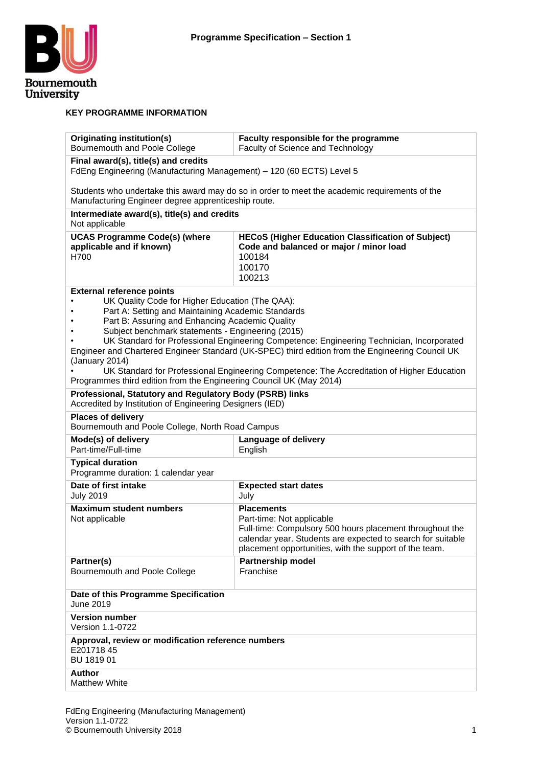## Programme Specification – Section 1

### KEY PROGRAMME INFORMATION

| **Originating institution(s)**<br>Bournemouth and Poole College | **Faculty responsible for the programme**<br>Faculty of Science and Technology |
|---|---|
| **Final award(s), title(s) and credits**<br>FdEng Engineering (Manufacturing Management) – 120 (60 ECTS) Level 5<br><br>Students who undertake this award may do so in order to meet the academic requirements of the Manufacturing Engineer degree apprenticeship route. | |
| **Intermediate award(s), title(s) and credits**<br>Not applicable | |
| **UCAS Programme Code(s) (where applicable and if known)**<br>H700 | **HECoS (Higher Education Classification of Subject) Code and balanced or major / minor load**<br>100184<br>100170<br>100213 |
| **External reference points**<br>• UK Quality Code for Higher Education (The QAA):<br>• Part A: Setting and Maintaining Academic Standards<br>• Part B: Assuring and Enhancing Academic Quality<br>• Subject benchmark statements - Engineering (2015)<br>• UK Standard for Professional Engineering Competence: Engineering Technician, Incorporated Engineer and Chartered Engineer Standard (UK-SPEC) third edition from the Engineering Council UK (January 2014)<br>• UK Standard for Professional Engineering Competence: The Accreditation of Higher Education Programmes third edition from the Engineering Council UK (May 2014) | |
| **Professional, Statutory and Regulatory Body (PSRB) links**<br>Accredited by Institution of Engineering Designers (IED) | |
| **Places of delivery**<br>Bournemouth and Poole College, North Road Campus | |
| **Mode(s) of delivery**<br>Part-time/Full-time | **Language of delivery**<br>English |
| **Typical duration**<br>Programme duration: 1 calendar year | |
| **Date of first intake**<br>July 2019 | **Expected start dates**<br>July |
| **Maximum student numbers**<br>Not applicable | **Placements**<br>Part-time: Not applicable<br>Full-time: Compulsory 500 hours placement throughout the calendar year. Students are expected to search for suitable placement opportunities, with the support of the team. |
| **Partner(s)**<br>Bournemouth and Poole College | **Partnership model**<br>Franchise |
| **Date of this Programme Specification**<br>June 2019 | |
| **Version number**<br>Version 1.1-0722 | |
| **Approval, review or modification reference numbers**<br>E201718 45<br>BU 1819 01 | |
| **Author**<br>Matthew White | |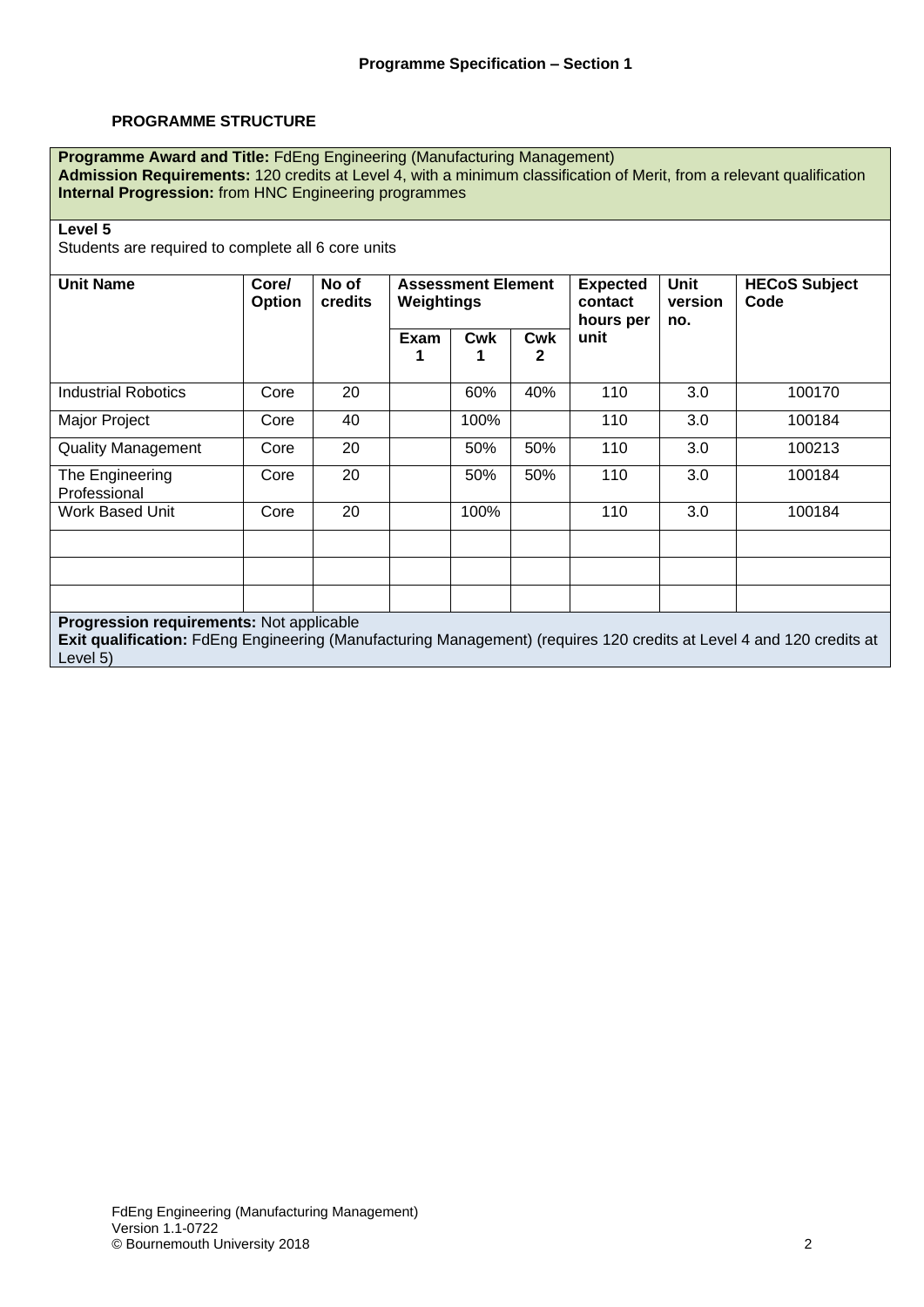## PROGRAMME STRUCTURE

**Programme Award and Title:** FdEng Engineering (Manufacturing Management)
**Admission Requirements:** 120 credits at Level 4, with a minimum classification of Merit, from a relevant qualification
**Internal Progression:** from HNC Engineering programmes

**Level 5**
Students are required to complete all 6 core units

| Unit Name | Core/ Option | No of credits | Assessment Element Weightings | | | Expected contact hours per unit | Unit version no. | HECoS Subject Code |
|---|---|---|---|---|---|---|---|---|
| | | | Exam 1 | Cwk 1 | Cwk 2 | | | |
| Industrial Robotics | Core | 20 | | 60% | 40% | 110 | 3.0 | 100170 |
| Major Project | Core | 40 | | 100% | | 110 | 3.0 | 100184 |
| Quality Management | Core | 20 | | 50% | 50% | 110 | 3.0 | 100213 |
| The Engineering Professional | Core | 20 | | 50% | 50% | 110 | 3.0 | 100184 |
| Work Based Unit | Core | 20 | | 100% | | 110 | 3.0 | 100184 |
| | | | | | | | | |
| | | | | | | | | |
| | | | | | | | | |

**Progression requirements:** Not applicable
**Exit qualification:** FdEng Engineering (Manufacturing Management) (requires 120 credits at Level 4 and 120 credits at Level 5)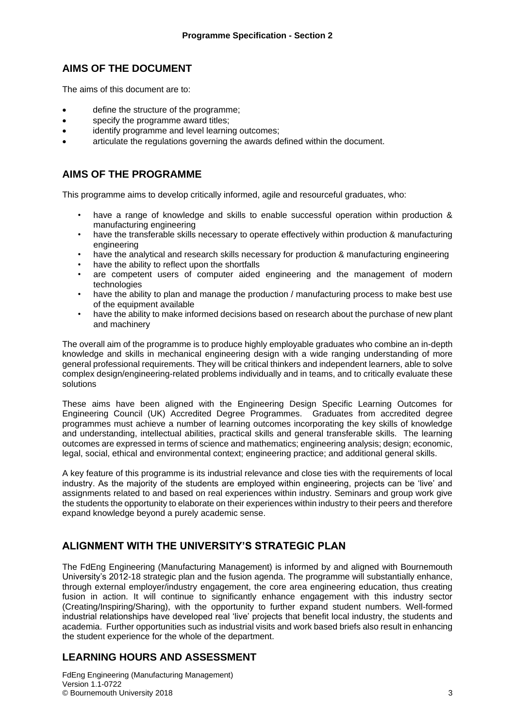## AIMS OF THE DOCUMENT

The aims of this document are to:

- define the structure of the programme;
- specify the programme award titles;
- identify programme and level learning outcomes;
- articulate the regulations governing the awards defined within the document.

## AIMS OF THE PROGRAMME

This programme aims to develop critically informed, agile and resourceful graduates, who:

- have a range of knowledge and skills to enable successful operation within production & manufacturing engineering
- have the transferable skills necessary to operate effectively within production & manufacturing engineering
- have the analytical and research skills necessary for production & manufacturing engineering
- have the ability to reflect upon the shortfalls
- are competent users of computer aided engineering and the management of modern technologies
- have the ability to plan and manage the production / manufacturing process to make best use of the equipment available
- have the ability to make informed decisions based on research about the purchase of new plant and machinery

The overall aim of the programme is to produce highly employable graduates who combine an in-depth knowledge and skills in mechanical engineering design with a wide ranging understanding of more general professional requirements. They will be critical thinkers and independent learners, able to solve complex design/engineering-related problems individually and in teams, and to critically evaluate these solutions

These aims have been aligned with the Engineering Design Specific Learning Outcomes for Engineering Council (UK) Accredited Degree Programmes. Graduates from accredited degree programmes must achieve a number of learning outcomes incorporating the key skills of knowledge and understanding, intellectual abilities, practical skills and general transferable skills. The learning outcomes are expressed in terms of science and mathematics; engineering analysis; design; economic, legal, social, ethical and environmental context; engineering practice; and additional general skills.

A key feature of this programme is its industrial relevance and close ties with the requirements of local industry. As the majority of the students are employed within engineering, projects can be 'live' and assignments related to and based on real experiences within industry. Seminars and group work give the students the opportunity to elaborate on their experiences within industry to their peers and therefore expand knowledge beyond a purely academic sense.

## ALIGNMENT WITH THE UNIVERSITY'S STRATEGIC PLAN

The FdEng Engineering (Manufacturing Management) is informed by and aligned with Bournemouth University's 2012-18 strategic plan and the fusion agenda. The programme will substantially enhance, through external employer/industry engagement, the core area engineering education, thus creating fusion in action. It will continue to significantly enhance engagement with this industry sector (Creating/Inspiring/Sharing), with the opportunity to further expand student numbers. Well-formed industrial relationships have developed real 'live' projects that benefit local industry, the students and academia. Further opportunities such as industrial visits and work based briefs also result in enhancing the student experience for the whole of the department.

## LEARNING HOURS AND ASSESSMENT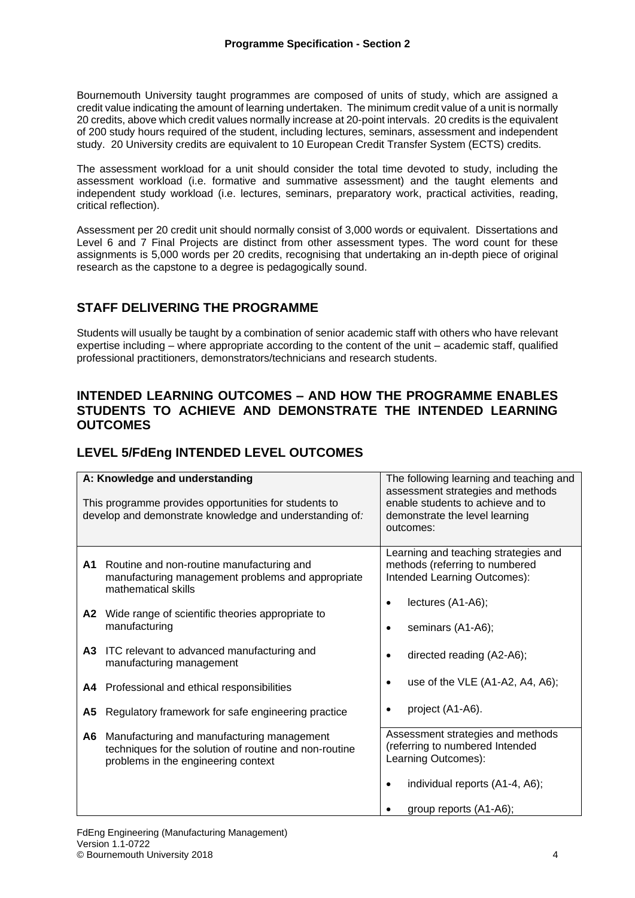Bournemouth University taught programmes are composed of units of study, which are assigned a credit value indicating the amount of learning undertaken. The minimum credit value of a unit is normally 20 credits, above which credit values normally increase at 20-point intervals. 20 credits is the equivalent of 200 study hours required of the student, including lectures, seminars, assessment and independent study. 20 University credits are equivalent to 10 European Credit Transfer System (ECTS) credits.

The assessment workload for a unit should consider the total time devoted to study, including the assessment workload (i.e. formative and summative assessment) and the taught elements and independent study workload (i.e. lectures, seminars, preparatory work, practical activities, reading, critical reflection).

Assessment per 20 credit unit should normally consist of 3,000 words or equivalent. Dissertations and Level 6 and 7 Final Projects are distinct from other assessment types. The word count for these assignments is 5,000 words per 20 credits, recognising that undertaking an in-depth piece of original research as the capstone to a degree is pedagogically sound.

## STAFF DELIVERING THE PROGRAMME

Students will usually be taught by a combination of senior academic staff with others who have relevant expertise including – where appropriate according to the content of the unit – academic staff, qualified professional practitioners, demonstrators/technicians and research students.

## INTENDED LEARNING OUTCOMES – AND HOW THE PROGRAMME ENABLES STUDENTS TO ACHIEVE AND DEMONSTRATE THE INTENDED LEARNING OUTCOMES

## LEVEL 5/FdEng INTENDED LEVEL OUTCOMES

| **A: Knowledge and understanding**<br><br>This programme provides opportunities for students to develop and demonstrate knowledge and understanding of: | The following learning and teaching and assessment strategies and methods enable students to achieve and to demonstrate the level learning outcomes: |
|---|---|
| **A1** Routine and non-routine manufacturing and manufacturing management problems and appropriate mathematical skills<br><br>**A2** Wide range of scientific theories appropriate to manufacturing<br><br>**A3** ITC relevant to advanced manufacturing and manufacturing management<br><br>**A4** Professional and ethical responsibilities<br><br>**A5** Regulatory framework for safe engineering practice<br><br>**A6** Manufacturing and manufacturing management techniques for the solution of routine and non-routine problems in the engineering context | Learning and teaching strategies and methods (referring to numbered Intended Learning Outcomes):<br><br>• lectures (A1-A6);<br>• seminars (A1-A6);<br>• directed reading (A2-A6);<br>• use of the VLE (A1-A2, A4, A6);<br>• project (A1-A6).<br><br>Assessment strategies and methods (referring to numbered Intended Learning Outcomes):<br><br>• individual reports (A1-4, A6);<br>• group reports (A1-A6); |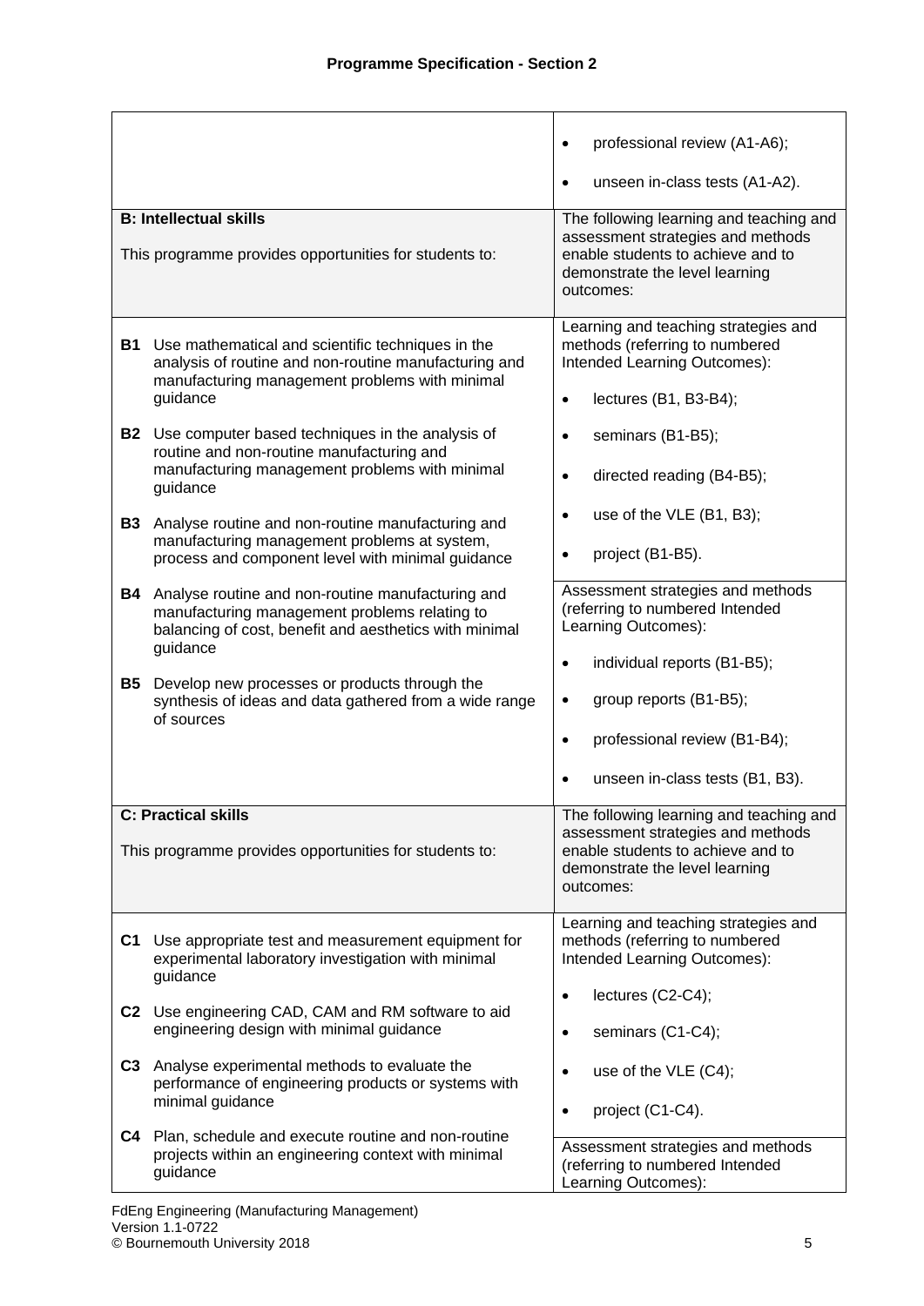## Programme Specification - Section 2

| | |
|---|---|
| | • professional review (A1-A6);<br>• unseen in-class tests (A1-A2). |
| **B: Intellectual skills**<br><br>This programme provides opportunities for students to: | The following learning and teaching and assessment strategies and methods enable students to achieve and to demonstrate the level learning outcomes: |
| **B1** Use mathematical and scientific techniques in the analysis of routine and non-routine manufacturing and manufacturing management problems with minimal guidance<br><br>**B2** Use computer based techniques in the analysis of routine and non-routine manufacturing and manufacturing management problems with minimal guidance<br><br>**B3** Analyse routine and non-routine manufacturing and manufacturing management problems at system, process and component level with minimal guidance<br><br>**B4** Analyse routine and non-routine manufacturing and manufacturing management problems relating to balancing of cost, benefit and aesthetics with minimal guidance<br><br>**B5** Develop new processes or products through the synthesis of ideas and data gathered from a wide range of sources | Learning and teaching strategies and methods (referring to numbered Intended Learning Outcomes):<br>• lectures (B1, B3-B4);<br>• seminars (B1-B5);<br>• directed reading (B4-B5);<br>• use of the VLE (B1, B3);<br>• project (B1-B5).<br><br>Assessment strategies and methods (referring to numbered Intended Learning Outcomes):<br>• individual reports (B1-B5);<br>• group reports (B1-B5);<br>• professional review (B1-B4);<br>• unseen in-class tests (B1, B3). |
| **C: Practical skills**<br><br>This programme provides opportunities for students to: | The following learning and teaching and assessment strategies and methods enable students to achieve and to demonstrate the level learning outcomes: |
| **C1** Use appropriate test and measurement equipment for experimental laboratory investigation with minimal guidance<br><br>**C2** Use engineering CAD, CAM and RM software to aid engineering design with minimal guidance<br><br>**C3** Analyse experimental methods to evaluate the performance of engineering products or systems with minimal guidance<br><br>**C4** Plan, schedule and execute routine and non-routine projects within an engineering context with minimal guidance | Learning and teaching strategies and methods (referring to numbered Intended Learning Outcomes):<br>• lectures (C2-C4);<br>• seminars (C1-C4);<br>• use of the VLE (C4);<br>• project (C1-C4).<br><br>Assessment strategies and methods (referring to numbered Intended Learning Outcomes): |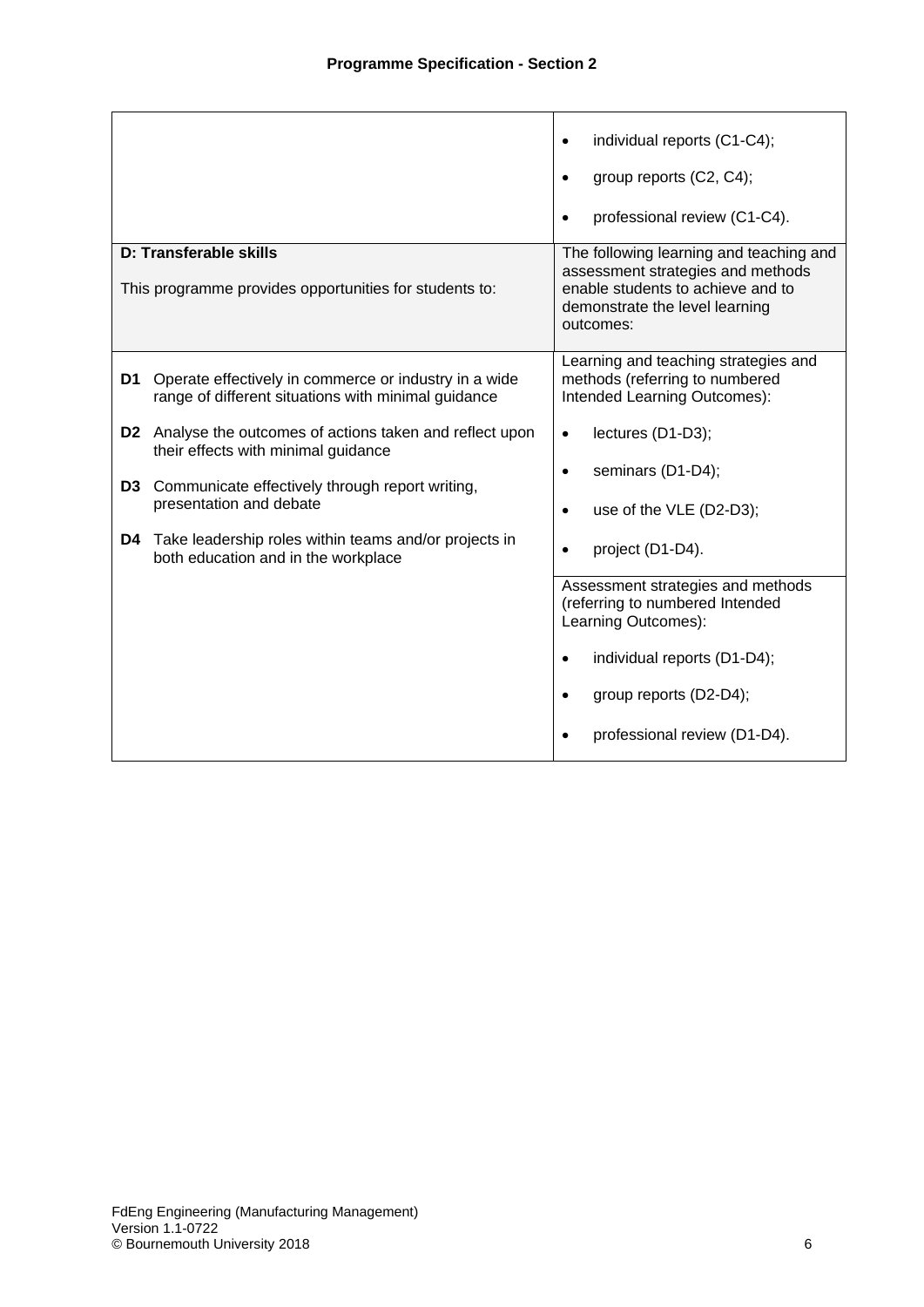| | |
|---|---|
| | • individual reports (C1-C4);<br>• group reports (C2, C4);<br>• professional review (C1-C4). |
| **D: Transferable skills**<br><br>This programme provides opportunities for students to: | The following learning and teaching and assessment strategies and methods enable students to achieve and to demonstrate the level learning outcomes: |
| **D1** Operate effectively in commerce or industry in a wide range of different situations with minimal guidance<br><br>**D2** Analyse the outcomes of actions taken and reflect upon their effects with minimal guidance<br><br>**D3** Communicate effectively through report writing, presentation and debate<br><br>**D4** Take leadership roles within teams and/or projects in both education and in the workplace | Learning and teaching strategies and methods (referring to numbered Intended Learning Outcomes):<br><br>• lectures (D1-D3);<br>• seminars (D1-D4);<br>• use of the VLE (D2-D3);<br>• project (D1-D4). |
| | Assessment strategies and methods (referring to numbered Intended Learning Outcomes):<br><br>• individual reports (D1-D4);<br>• group reports (D2-D4);<br>• professional review (D1-D4). |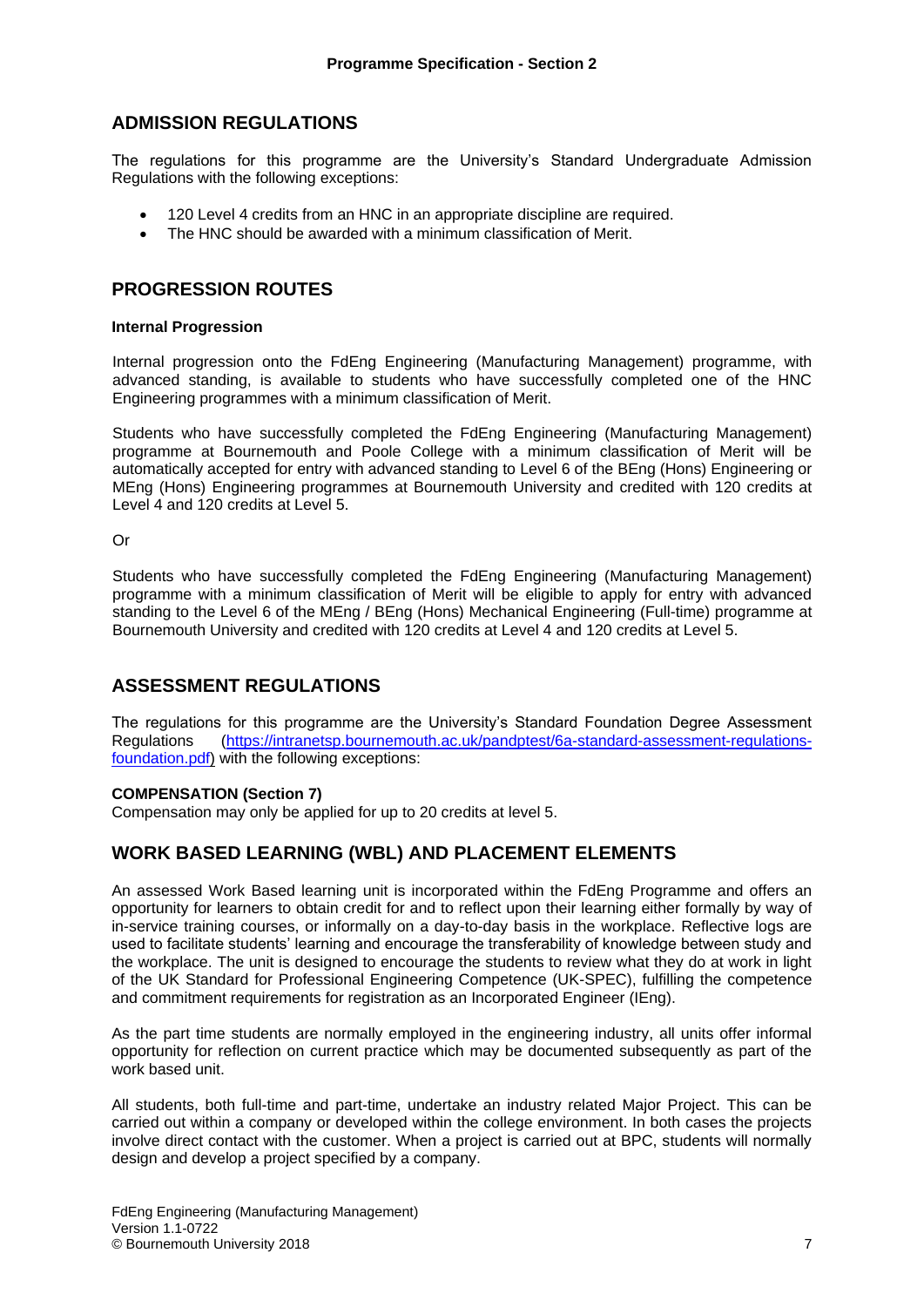## ADMISSION REGULATIONS

The regulations for this programme are the University's Standard Undergraduate Admission Regulations with the following exceptions:

- 120 Level 4 credits from an HNC in an appropriate discipline are required.
- The HNC should be awarded with a minimum classification of Merit.

## PROGRESSION ROUTES

**Internal Progression**

Internal progression onto the FdEng Engineering (Manufacturing Management) programme, with advanced standing, is available to students who have successfully completed one of the HNC Engineering programmes with a minimum classification of Merit.

Students who have successfully completed the FdEng Engineering (Manufacturing Management) programme at Bournemouth and Poole College with a minimum classification of Merit will be automatically accepted for entry with advanced standing to Level 6 of the BEng (Hons) Engineering or MEng (Hons) Engineering programmes at Bournemouth University and credited with 120 credits at Level 4 and 120 credits at Level 5.

Or

Students who have successfully completed the FdEng Engineering (Manufacturing Management) programme with a minimum classification of Merit will be eligible to apply for entry with advanced standing to the Level 6 of the MEng / BEng (Hons) Mechanical Engineering (Full-time) programme at Bournemouth University and credited with 120 credits at Level 4 and 120 credits at Level 5.

## ASSESSMENT REGULATIONS

The regulations for this programme are the University's Standard Foundation Degree Assessment Regulations (https://intranetsp.bournemouth.ac.uk/pandptest/6a-standard-assessment-regulations-foundation.pdf) with the following exceptions:

**COMPENSATION (Section 7)**
Compensation may only be applied for up to 20 credits at level 5.

## WORK BASED LEARNING (WBL) AND PLACEMENT ELEMENTS

An assessed Work Based learning unit is incorporated within the FdEng Programme and offers an opportunity for learners to obtain credit for and to reflect upon their learning either formally by way of in-service training courses, or informally on a day-to-day basis in the workplace. Reflective logs are used to facilitate students' learning and encourage the transferability of knowledge between study and the workplace. The unit is designed to encourage the students to review what they do at work in light of the UK Standard for Professional Engineering Competence (UK-SPEC), fulfilling the competence and commitment requirements for registration as an Incorporated Engineer (IEng).

As the part time students are normally employed in the engineering industry, all units offer informal opportunity for reflection on current practice which may be documented subsequently as part of the work based unit.

All students, both full-time and part-time, undertake an industry related Major Project. This can be carried out within a company or developed within the college environment. In both cases the projects involve direct contact with the customer. When a project is carried out at BPC, students will normally design and develop a project specified by a company.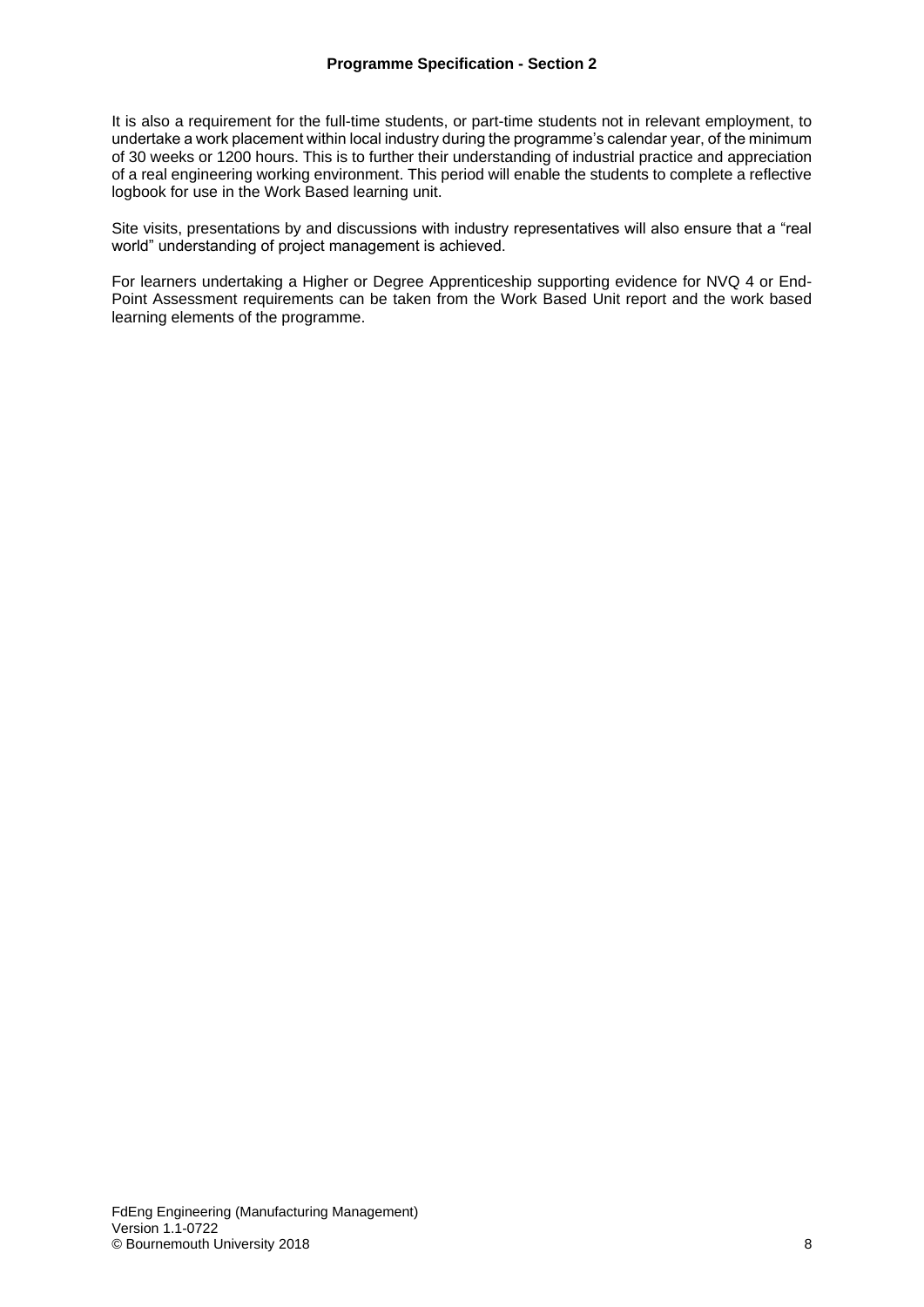It is also a requirement for the full-time students, or part-time students not in relevant employment, to undertake a work placement within local industry during the programme's calendar year, of the minimum of 30 weeks or 1200 hours. This is to further their understanding of industrial practice and appreciation of a real engineering working environment. This period will enable the students to complete a reflective logbook for use in the Work Based learning unit.

Site visits, presentations by and discussions with industry representatives will also ensure that a "real world" understanding of project management is achieved.

For learners undertaking a Higher or Degree Apprenticeship supporting evidence for NVQ 4 or End-Point Assessment requirements can be taken from the Work Based Unit report and the work based learning elements of the programme.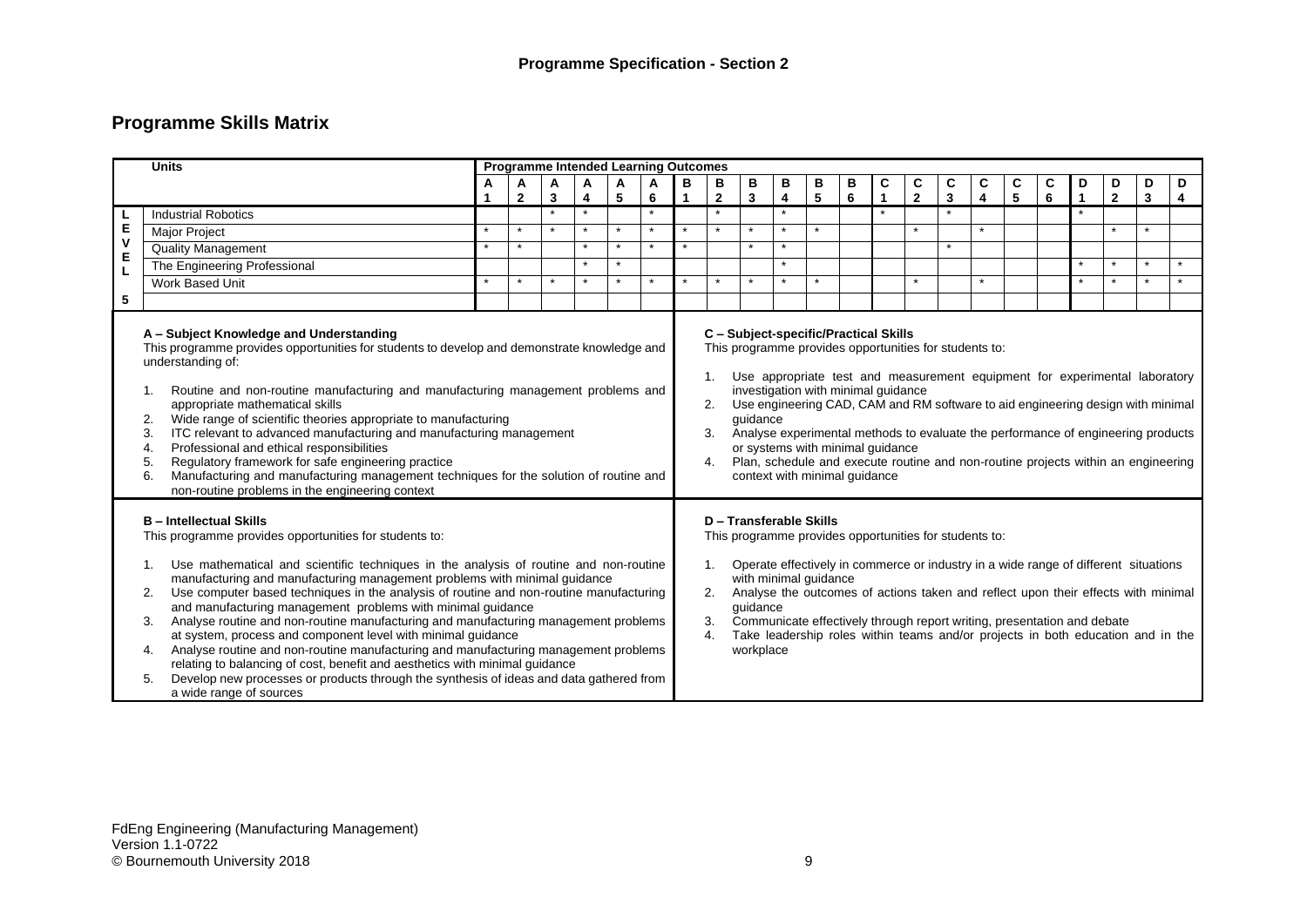**Programme Specification - Section 2**

## Programme Skills Matrix

| | Units | Programme Intended Learning Outcomes | | | | | | | | | | | | | | | | | | | | | |
|---|---|---|---|---|---|---|---|---|---|---|---|---|---|---|---|---|---|---|---|---|---|---|---|
| | | A1 | A2 | A3 | A4 | A5 | A6 | B1 | B2 | B3 | B4 | B5 | B6 | C1 | C2 | C3 | C4 | C5 | C6 | D1 | D2 | D3 | D4 |
| LEVEL 5 | Industrial Robotics | | | * | * | | * | | * | | * | | | * | | * | | | | * | | | |
| | Major Project | * | * | * | * | * | * | * | * | * | * | * | | | * | | * | | | | * | * | |
| | Quality Management | * | * | | * | * | * | * | | * | * | | | | | * | | | | | | | |
| | The Engineering Professional | | | | * | * | | | | | * | | | | | | | | | * | * | * | * |
| | Work Based Unit | * | * | * | * | * | * | * | * | * | * | * | | | * | | * | | | * | * | * | * |
| | | | | | | | | | | | | | | | | | | | | | | | |

**A – Subject Knowledge and Understanding**
This programme provides opportunities for students to develop and demonstrate knowledge and understanding of:

1. Routine and non-routine manufacturing and manufacturing management problems and appropriate mathematical skills
2. Wide range of scientific theories appropriate to manufacturing
3. ITC relevant to advanced manufacturing and manufacturing management
4. Professional and ethical responsibilities
5. Regulatory framework for safe engineering practice
6. Manufacturing and manufacturing management techniques for the solution of routine and non-routine problems in the engineering context

**B – Intellectual Skills**
This programme provides opportunities for students to:

1. Use mathematical and scientific techniques in the analysis of routine and non-routine manufacturing and manufacturing management problems with minimal guidance
2. Use computer based techniques in the analysis of routine and non-routine manufacturing and manufacturing management problems with minimal guidance
3. Analyse routine and non-routine manufacturing and manufacturing management problems at system, process and component level with minimal guidance
4. Analyse routine and non-routine manufacturing and manufacturing management problems relating to balancing of cost, benefit and aesthetics with minimal guidance
5. Develop new processes or products through the synthesis of ideas and data gathered from a wide range of sources

**C – Subject-specific/Practical Skills**
This programme provides opportunities for students to:

1. Use appropriate test and measurement equipment for experimental laboratory investigation with minimal guidance
2. Use engineering CAD, CAM and RM software to aid engineering design with minimal guidance
3. Analyse experimental methods to evaluate the performance of engineering products or systems with minimal guidance
4. Plan, schedule and execute routine and non-routine projects within an engineering context with minimal guidance

**D – Transferable Skills**
This programme provides opportunities for students to:

1. Operate effectively in commerce or industry in a wide range of different situations with minimal guidance
2. Analyse the outcomes of actions taken and reflect upon their effects with minimal guidance
3. Communicate effectively through report writing, presentation and debate
4. Take leadership roles within teams and/or projects in both education and in the workplace

FdEng Engineering (Manufacturing Management)
Version 1.1-0722
© Bournemouth University 2018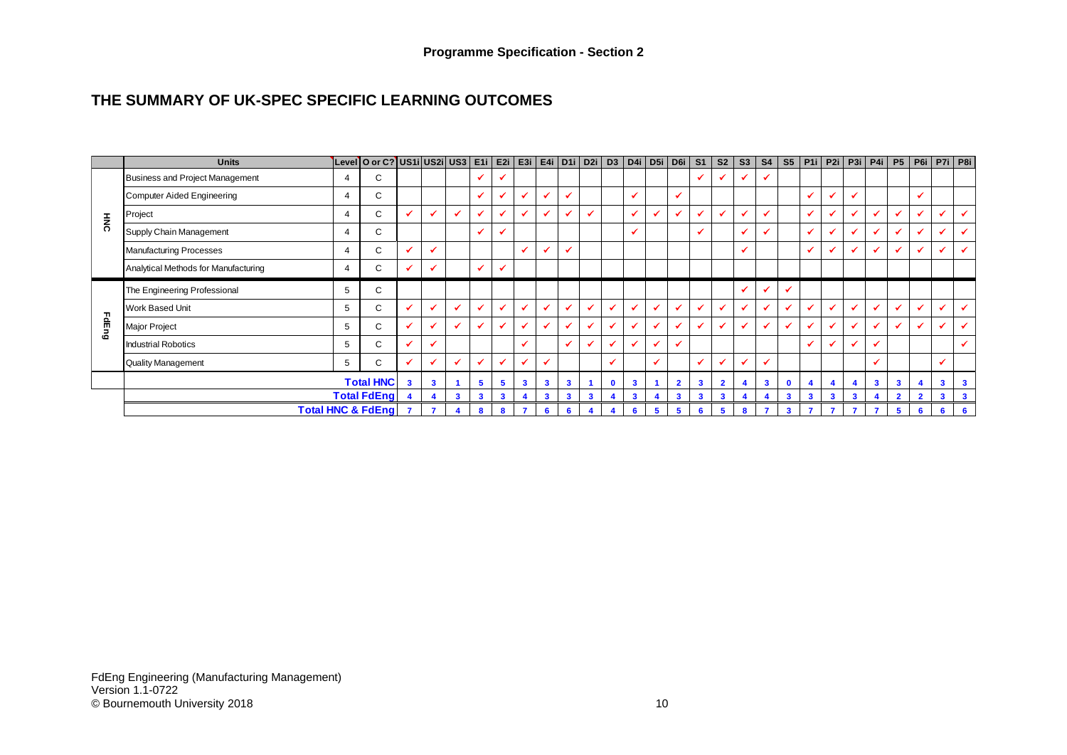## THE SUMMARY OF UK-SPEC SPECIFIC LEARNING OUTCOMES

| | Units | Level | O or C? | US1i | US2i | US3 | E1i | E2i | E3i | E4i | D1i | D2i | D3 | D4i | D5i | D6i | S1 | S2 | S3 | S4 | S5 | P1i | P2i | P3i | P4i | P5 | P6i | P7i | P8i |
|---|---|---|---|---|---|---|---|---|---|---|---|---|---|---|---|---|---|---|---|---|---|---|---|---|---|---|---|---|---|
| HNC | Business and Project Management | 4 | C | | | | ✓ | ✓ | | | | | | | | | ✓ | ✓ | ✓ | ✓ | | | | | | | | | |
| | Computer Aided Engineering | 4 | C | | | | ✓ | ✓ | ✓ | ✓ | ✓ | | | ✓ | | ✓ | | | | | | ✓ | ✓ | ✓ | | | ✓ | | |
| | Project | 4 | C | ✓ | ✓ | ✓ | ✓ | ✓ | ✓ | ✓ | ✓ | ✓ | | ✓ | ✓ | ✓ | ✓ | ✓ | ✓ | ✓ | | ✓ | ✓ | ✓ | ✓ | ✓ | ✓ | ✓ | ✓ |
| | Supply Chain Management | 4 | C | | | | ✓ | ✓ | | | | | | ✓ | | | ✓ | | ✓ | ✓ | | ✓ | ✓ | ✓ | ✓ | ✓ | ✓ | ✓ | ✓ |
| | Manufacturing Processes | 4 | C | ✓ | ✓ | | | | ✓ | ✓ | ✓ | | | | | | | | ✓ | | | ✓ | ✓ | ✓ | ✓ | ✓ | ✓ | ✓ | ✓ |
| | Analytical Methods for Manufacturing | 4 | C | ✓ | ✓ | | ✓ | ✓ | | | | | | | | | | | | | | | | | | | | | |
| FdEng | The Engineering Professional | 5 | C | | | | | | | | | | | | | | | | ✓ | ✓ | ✓ | | | | | | | | |
| | Work Based Unit | 5 | C | ✓ | ✓ | ✓ | ✓ | ✓ | ✓ | ✓ | ✓ | ✓ | ✓ | ✓ | ✓ | ✓ | ✓ | ✓ | ✓ | ✓ | ✓ | ✓ | ✓ | ✓ | ✓ | ✓ | ✓ | ✓ | ✓ |
| | Major Project | 5 | C | ✓ | ✓ | ✓ | ✓ | ✓ | ✓ | ✓ | ✓ | ✓ | ✓ | ✓ | ✓ | ✓ | ✓ | ✓ | ✓ | ✓ | ✓ | ✓ | ✓ | ✓ | ✓ | ✓ | ✓ | ✓ | ✓ |
| | Industrial Robotics | 5 | C | ✓ | ✓ | | | | ✓ | | ✓ | ✓ | ✓ | ✓ | ✓ | ✓ | | | | | | ✓ | ✓ | ✓ | ✓ | | | | ✓ |
| | Quality Management | 5 | C | ✓ | ✓ | ✓ | ✓ | ✓ | ✓ | ✓ | | | ✓ | | ✓ | | ✓ | ✓ | ✓ | ✓ | | | | | ✓ | | | ✓ | |
| | **Total HNC** | | | 3 | 3 | 1 | 5 | 5 | 3 | 3 | 3 | 1 | 0 | 3 | 1 | 2 | 3 | 2 | 4 | 3 | 0 | 4 | 4 | 4 | 3 | 3 | 4 | 3 | 3 |
| | **Total FdEng** | | | 4 | 4 | 3 | 3 | 3 | 4 | 3 | 3 | 3 | 4 | 3 | 4 | 3 | 3 | 3 | 4 | 4 | 3 | 3 | 3 | 3 | 4 | 2 | 2 | 3 | 3 |
| | **Total HNC & FdEng** | | | 7 | 7 | 4 | 8 | 8 | 7 | 6 | 6 | 4 | 4 | 6 | 5 | 5 | 6 | 5 | 8 | 7 | 3 | 7 | 7 | 7 | 7 | 5 | 6 | 6 | 6 |